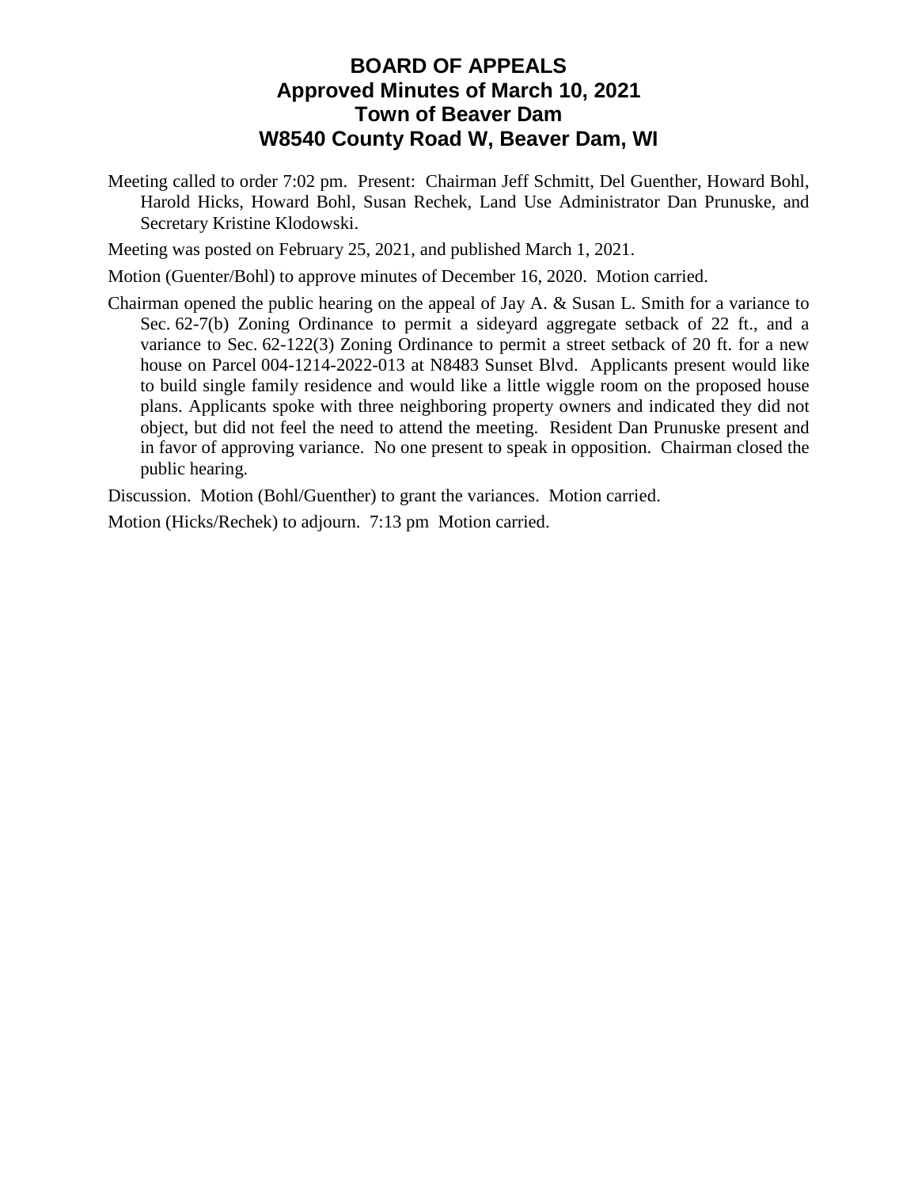# BOARD OF APPEALS
# Approved Minutes of March 10, 2021
# Town of Beaver Dam
# W8540 County Road W, Beaver Dam, WI

Meeting called to order 7:02 pm. Present: Chairman Jeff Schmitt, Del Guenther, Howard Bohl, Harold Hicks, Howard Bohl, Susan Rechek, Land Use Administrator Dan Prunuske, and Secretary Kristine Klodowski.

Meeting was posted on February 25, 2021, and published March 1, 2021.

Motion (Guenter/Bohl) to approve minutes of December 16, 2020. Motion carried.

Chairman opened the public hearing on the appeal of Jay A. & Susan L. Smith for a variance to Sec. 62-7(b) Zoning Ordinance to permit a sideyard aggregate setback of 22 ft., and a variance to Sec. 62-122(3) Zoning Ordinance to permit a street setback of 20 ft. for a new house on Parcel 004-1214-2022-013 at N8483 Sunset Blvd. Applicants present would like to build single family residence and would like a little wiggle room on the proposed house plans. Applicants spoke with three neighboring property owners and indicated they did not object, but did not feel the need to attend the meeting. Resident Dan Prunuske present and in favor of approving variance. No one present to speak in opposition. Chairman closed the public hearing.

Discussion. Motion (Bohl/Guenther) to grant the variances. Motion carried.

Motion (Hicks/Rechek) to adjourn. 7:13 pm Motion carried.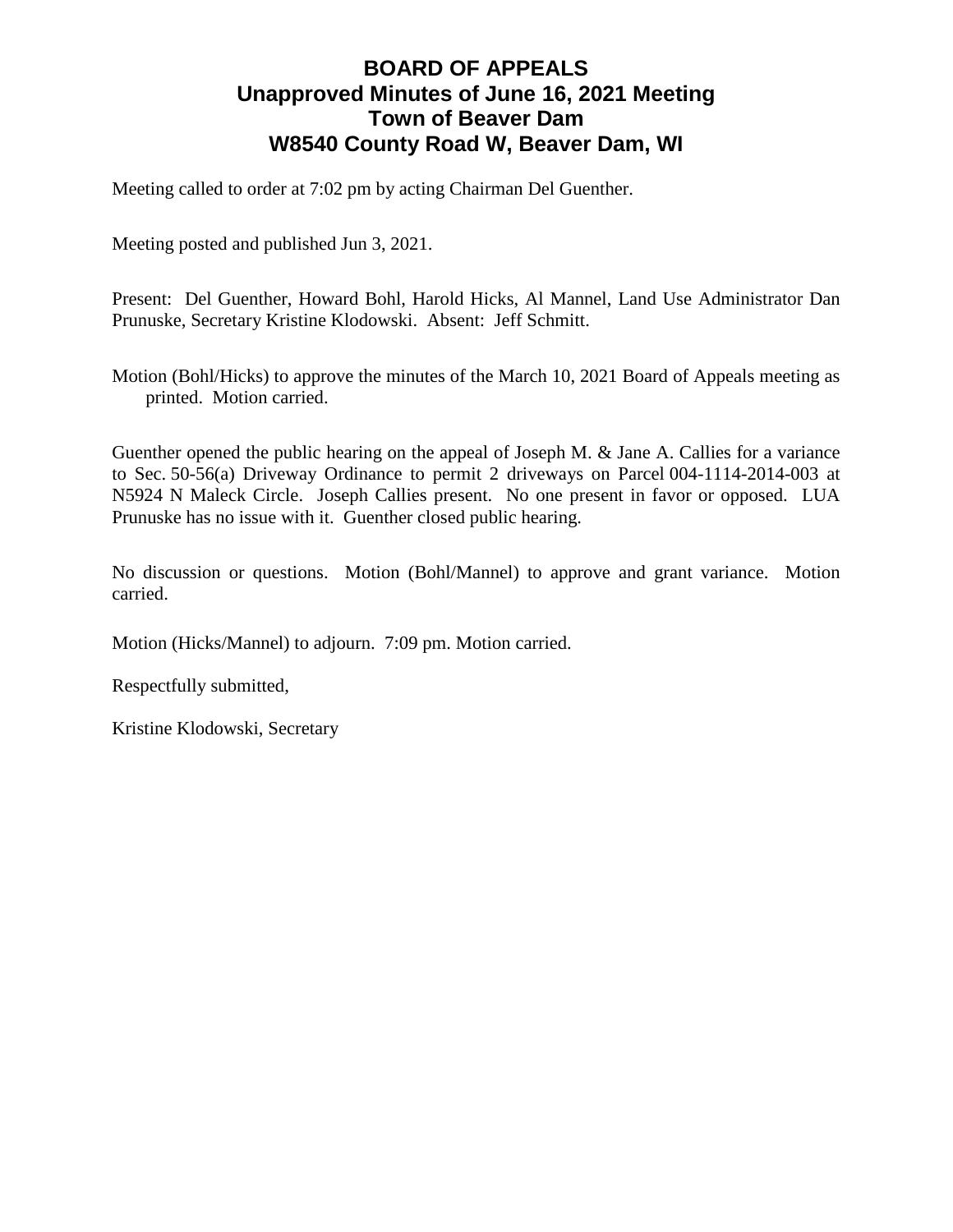# BOARD OF APPEALS
# Unapproved Minutes of June 16, 2021 Meeting
# Town of Beaver Dam
# W8540 County Road W, Beaver Dam, WI

Meeting called to order at 7:02 pm by acting Chairman Del Guenther.

Meeting posted and published Jun 3, 2021.

Present: Del Guenther, Howard Bohl, Harold Hicks, Al Mannel, Land Use Administrator Dan Prunuske, Secretary Kristine Klodowski. Absent: Jeff Schmitt.

Motion (Bohl/Hicks) to approve the minutes of the March 10, 2021 Board of Appeals meeting as printed. Motion carried.

Guenther opened the public hearing on the appeal of Joseph M. & Jane A. Callies for a variance to Sec. 50-56(a) Driveway Ordinance to permit 2 driveways on Parcel 004-1114-2014-003 at N5924 N Maleck Circle. Joseph Callies present. No one present in favor or opposed. LUA Prunuske has no issue with it. Guenther closed public hearing.

No discussion or questions. Motion (Bohl/Mannel) to approve and grant variance. Motion carried.

Motion (Hicks/Mannel) to adjourn. 7:09 pm. Motion carried.

Respectfully submitted,

Kristine Klodowski, Secretary